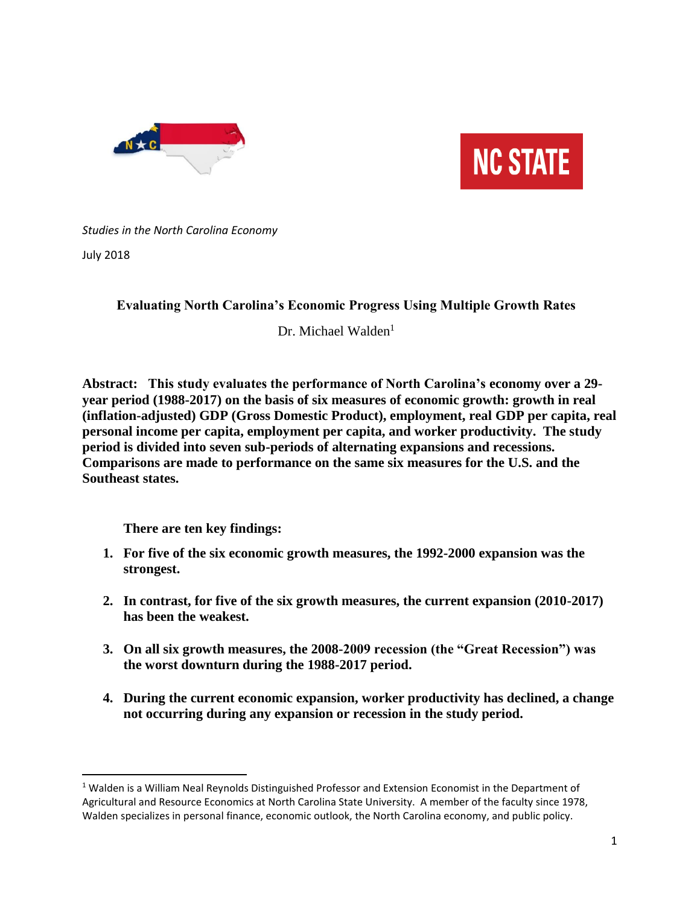*Studies in the North Carolina Economy*

July 2018

# Evaluating North Carolina's Economic Progress Using Multiple Growth Rates

Dr. Michael Walden[1]

**Abstract: This study evaluates the performance of North Carolina's economy over a 29-year period (1988-2017) on the basis of six measures of economic growth: growth in real (inflation-adjusted) GDP (Gross Domestic Product), employment, real GDP per capita, real personal income per capita, employment per capita, and worker productivity. The study period is divided into seven sub-periods of alternating expansions and recessions. Comparisons are made to performance on the same six measures for the U.S. and the Southeast states.**

**There are ten key findings:**

1. **For five of the six economic growth measures, the 1992-2000 expansion was the strongest.**
2. **In contrast, for five of the six growth measures, the current expansion (2010-2017) has been the weakest.**
3. **On all six growth measures, the 2008-2009 recession (the "Great Recession") was the worst downturn during the 1988-2017 period.**
4. **During the current economic expansion, worker productivity has declined, a change not occurring during any expansion or recession in the study period.**

[1] Walden is a William Neal Reynolds Distinguished Professor and Extension Economist in the Department of Agricultural and Resource Economics at North Carolina State University. A member of the faculty since 1978, Walden specializes in personal finance, economic outlook, the North Carolina economy, and public policy.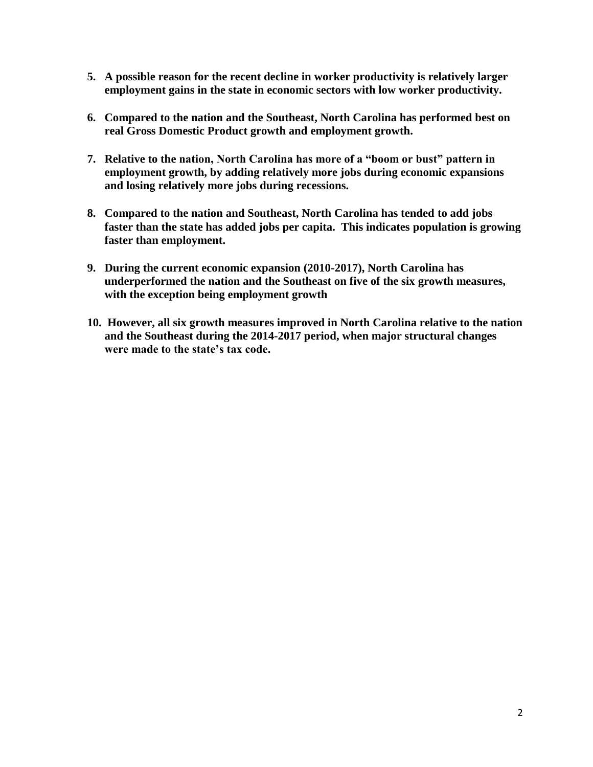5. **A possible reason for the recent decline in worker productivity is relatively larger employment gains in the state in economic sectors with low worker productivity.**

6. **Compared to the nation and the Southeast, North Carolina has performed best on real Gross Domestic Product growth and employment growth.**

7. **Relative to the nation, North Carolina has more of a "boom or bust" pattern in employment growth, by adding relatively more jobs during economic expansions and losing relatively more jobs during recessions.**

8. **Compared to the nation and Southeast, North Carolina has tended to add jobs faster than the state has added jobs per capita. This indicates population is growing faster than employment.**

9. **During the current economic expansion (2010-2017), North Carolina has underperformed the nation and the Southeast on five of the six growth measures, with the exception being employment growth**

10. **However, all six growth measures improved in North Carolina relative to the nation and the Southeast during the 2014-2017 period, when major structural changes were made to the state's tax code.**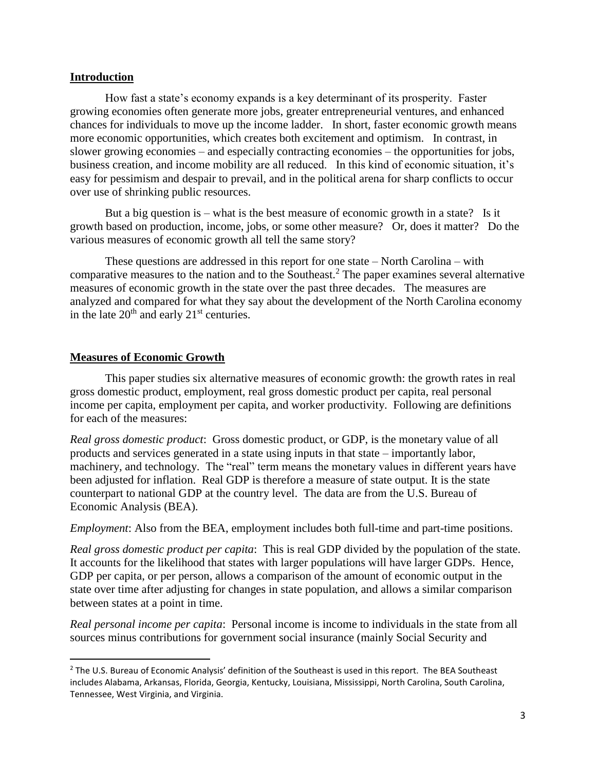## Introduction

How fast a state's economy expands is a key determinant of its prosperity. Faster growing economies often generate more jobs, greater entrepreneurial ventures, and enhanced chances for individuals to move up the income ladder. In short, faster economic growth means more economic opportunities, which creates both excitement and optimism. In contrast, in slower growing economies – and especially contracting economies – the opportunities for jobs, business creation, and income mobility are all reduced. In this kind of economic situation, it's easy for pessimism and despair to prevail, and in the political arena for sharp conflicts to occur over use of shrinking public resources.

But a big question is – what is the best measure of economic growth in a state? Is it growth based on production, income, jobs, or some other measure? Or, does it matter? Do the various measures of economic growth all tell the same story?

These questions are addressed in this report for one state – North Carolina – with comparative measures to the nation and to the Southeast.[2] The paper examines several alternative measures of economic growth in the state over the past three decades. The measures are analyzed and compared for what they say about the development of the North Carolina economy in the late 20th and early 21st centuries.

## Measures of Economic Growth

This paper studies six alternative measures of economic growth: the growth rates in real gross domestic product, employment, real gross domestic product per capita, real personal income per capita, employment per capita, and worker productivity. Following are definitions for each of the measures:

*Real gross domestic product*: Gross domestic product, or GDP, is the monetary value of all products and services generated in a state using inputs in that state – importantly labor, machinery, and technology. The "real" term means the monetary values in different years have been adjusted for inflation. Real GDP is therefore a measure of state output. It is the state counterpart to national GDP at the country level. The data are from the U.S. Bureau of Economic Analysis (BEA).

*Employment*: Also from the BEA, employment includes both full-time and part-time positions.

*Real gross domestic product per capita*: This is real GDP divided by the population of the state. It accounts for the likelihood that states with larger populations will have larger GDPs. Hence, GDP per capita, or per person, allows a comparison of the amount of economic output in the state over time after adjusting for changes in state population, and allows a similar comparison between states at a point in time.

*Real personal income per capita*: Personal income is income to individuals in the state from all sources minus contributions for government social insurance (mainly Social Security and

[2] The U.S. Bureau of Economic Analysis' definition of the Southeast is used in this report. The BEA Southeast includes Alabama, Arkansas, Florida, Georgia, Kentucky, Louisiana, Mississippi, North Carolina, South Carolina, Tennessee, West Virginia, and Virginia.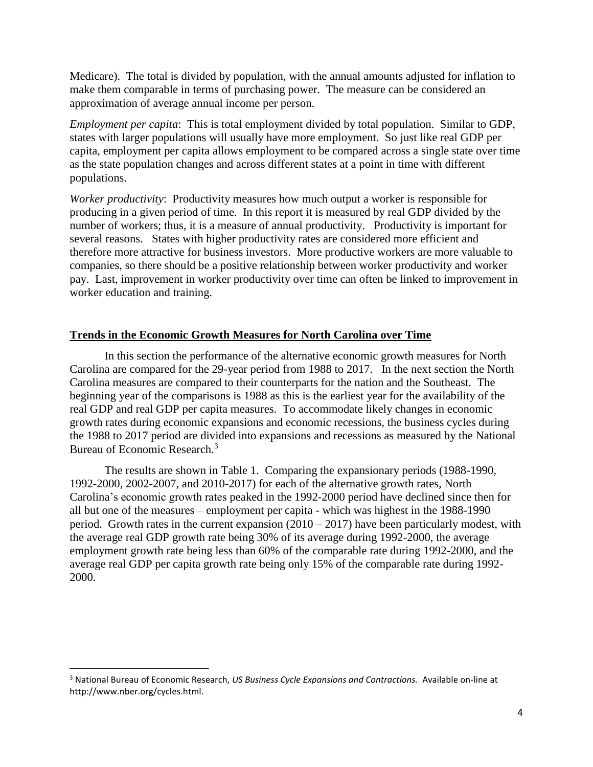Medicare). The total is divided by population, with the annual amounts adjusted for inflation to make them comparable in terms of purchasing power. The measure can be considered an approximation of average annual income per person.

*Employment per capita*: This is total employment divided by total population. Similar to GDP, states with larger populations will usually have more employment. So just like real GDP per capita, employment per capita allows employment to be compared across a single state over time as the state population changes and across different states at a point in time with different populations.

*Worker productivity*: Productivity measures how much output a worker is responsible for producing in a given period of time. In this report it is measured by real GDP divided by the number of workers; thus, it is a measure of annual productivity. Productivity is important for several reasons. States with higher productivity rates are considered more efficient and therefore more attractive for business investors. More productive workers are more valuable to companies, so there should be a positive relationship between worker productivity and worker pay. Last, improvement in worker productivity over time can often be linked to improvement in worker education and training.

## Trends in the Economic Growth Measures for North Carolina over Time

In this section the performance of the alternative economic growth measures for North Carolina are compared for the 29-year period from 1988 to 2017. In the next section the North Carolina measures are compared to their counterparts for the nation and the Southeast. The beginning year of the comparisons is 1988 as this is the earliest year for the availability of the real GDP and real GDP per capita measures. To accommodate likely changes in economic growth rates during economic expansions and economic recessions, the business cycles during the 1988 to 2017 period are divided into expansions and recessions as measured by the National Bureau of Economic Research.[3]

The results are shown in Table 1. Comparing the expansionary periods (1988-1990, 1992-2000, 2002-2007, and 2010-2017) for each of the alternative growth rates, North Carolina's economic growth rates peaked in the 1992-2000 period have declined since then for all but one of the measures – employment per capita - which was highest in the 1988-1990 period. Growth rates in the current expansion (2010 – 2017) have been particularly modest, with the average real GDP growth rate being 30% of its average during 1992-2000, the average employment growth rate being less than 60% of the comparable rate during 1992-2000, and the average real GDP per capita growth rate being only 15% of the comparable rate during 1992-2000.

[3] National Bureau of Economic Research, *US Business Cycle Expansions and Contractions.* Available on-line at http://www.nber.org/cycles.html.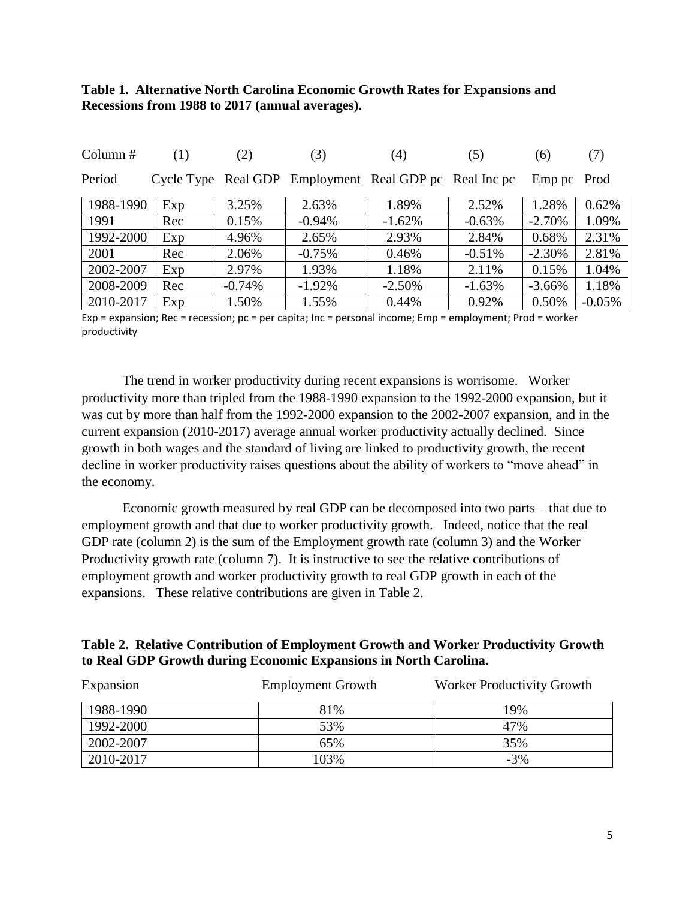**Table 1. Alternative North Carolina Economic Growth Rates for Expansions and Recessions from 1988 to 2017 (annual averages).**

| Column # | (1) | (2) | (3) | (4) | (5) | (6) | (7) |
|---|---|---|---|---|---|---|---|
| Period | Cycle Type | Real GDP | Employment | Real GDP pc | Real Inc pc | Emp pc | Prod |
| 1988-1990 | Exp | 3.25% | 2.63% | 1.89% | 2.52% | 1.28% | 0.62% |
| 1991 | Rec | 0.15% | -0.94% | -1.62% | -0.63% | -2.70% | 1.09% |
| 1992-2000 | Exp | 4.96% | 2.65% | 2.93% | 2.84% | 0.68% | 2.31% |
| 2001 | Rec | 2.06% | -0.75% | 0.46% | -0.51% | -2.30% | 2.81% |
| 2002-2007 | Exp | 2.97% | 1.93% | 1.18% | 2.11% | 0.15% | 1.04% |
| 2008-2009 | Rec | -0.74% | -1.92% | -2.50% | -1.63% | -3.66% | 1.18% |
| 2010-2017 | Exp | 1.50% | 1.55% | 0.44% | 0.92% | 0.50% | -0.05% |

Exp = expansion; Rec = recession; pc = per capita; Inc = personal income; Emp = employment; Prod = worker productivity

The trend in worker productivity during recent expansions is worrisome. Worker productivity more than tripled from the 1988-1990 expansion to the 1992-2000 expansion, but it was cut by more than half from the 1992-2000 expansion to the 2002-2007 expansion, and in the current expansion (2010-2017) average annual worker productivity actually declined. Since growth in both wages and the standard of living are linked to productivity growth, the recent decline in worker productivity raises questions about the ability of workers to "move ahead" in the economy.

Economic growth measured by real GDP can be decomposed into two parts – that due to employment growth and that due to worker productivity growth. Indeed, notice that the real GDP rate (column 2) is the sum of the Employment growth rate (column 3) and the Worker Productivity growth rate (column 7). It is instructive to see the relative contributions of employment growth and worker productivity growth to real GDP growth in each of the expansions. These relative contributions are given in Table 2.

**Table 2. Relative Contribution of Employment Growth and Worker Productivity Growth to Real GDP Growth during Economic Expansions in North Carolina.**

| Expansion | Employment Growth | Worker Productivity Growth |
|---|---|---|
| 1988-1990 | 81% | 19% |
| 1992-2000 | 53% | 47% |
| 2002-2007 | 65% | 35% |
| 2010-2017 | 103% | -3% |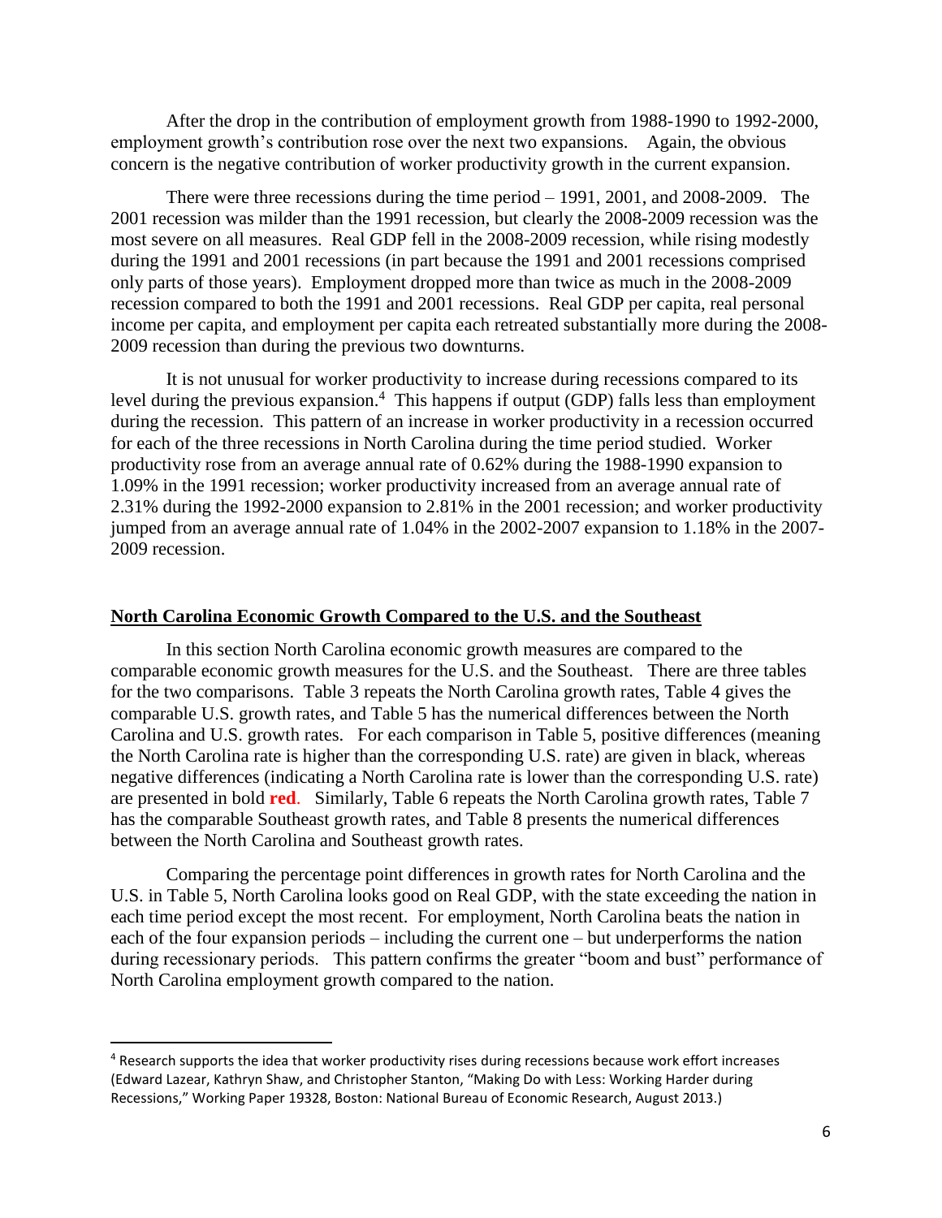After the drop in the contribution of employment growth from 1988-1990 to 1992-2000, employment growth's contribution rose over the next two expansions. Again, the obvious concern is the negative contribution of worker productivity growth in the current expansion.

There were three recessions during the time period – 1991, 2001, and 2008-2009. The 2001 recession was milder than the 1991 recession, but clearly the 2008-2009 recession was the most severe on all measures. Real GDP fell in the 2008-2009 recession, while rising modestly during the 1991 and 2001 recessions (in part because the 1991 and 2001 recessions comprised only parts of those years). Employment dropped more than twice as much in the 2008-2009 recession compared to both the 1991 and 2001 recessions. Real GDP per capita, real personal income per capita, and employment per capita each retreated substantially more during the 2008-2009 recession than during the previous two downturns.

It is not unusual for worker productivity to increase during recessions compared to its level during the previous expansion.[4] This happens if output (GDP) falls less than employment during the recession. This pattern of an increase in worker productivity in a recession occurred for each of the three recessions in North Carolina during the time period studied. Worker productivity rose from an average annual rate of 0.62% during the 1988-1990 expansion to 1.09% in the 1991 recession; worker productivity increased from an average annual rate of 2.31% during the 1992-2000 expansion to 2.81% in the 2001 recession; and worker productivity jumped from an average annual rate of 1.04% in the 2002-2007 expansion to 1.18% in the 2007-2009 recession.

## North Carolina Economic Growth Compared to the U.S. and the Southeast

In this section North Carolina economic growth measures are compared to the comparable economic growth measures for the U.S. and the Southeast. There are three tables for the two comparisons. Table 3 repeats the North Carolina growth rates, Table 4 gives the comparable U.S. growth rates, and Table 5 has the numerical differences between the North Carolina and U.S. growth rates. For each comparison in Table 5, positive differences (meaning the North Carolina rate is higher than the corresponding U.S. rate) are given in black, whereas negative differences (indicating a North Carolina rate is lower than the corresponding U.S. rate) are presented in bold **red**. Similarly, Table 6 repeats the North Carolina growth rates, Table 7 has the comparable Southeast growth rates, and Table 8 presents the numerical differences between the North Carolina and Southeast growth rates.

Comparing the percentage point differences in growth rates for North Carolina and the U.S. in Table 5, North Carolina looks good on Real GDP, with the state exceeding the nation in each time period except the most recent. For employment, North Carolina beats the nation in each of the four expansion periods – including the current one – but underperforms the nation during recessionary periods. This pattern confirms the greater "boom and bust" performance of North Carolina employment growth compared to the nation.

---

[4] Research supports the idea that worker productivity rises during recessions because work effort increases (Edward Lazear, Kathryn Shaw, and Christopher Stanton, "Making Do with Less: Working Harder during Recessions," Working Paper 19328, Boston: National Bureau of Economic Research, August 2013.)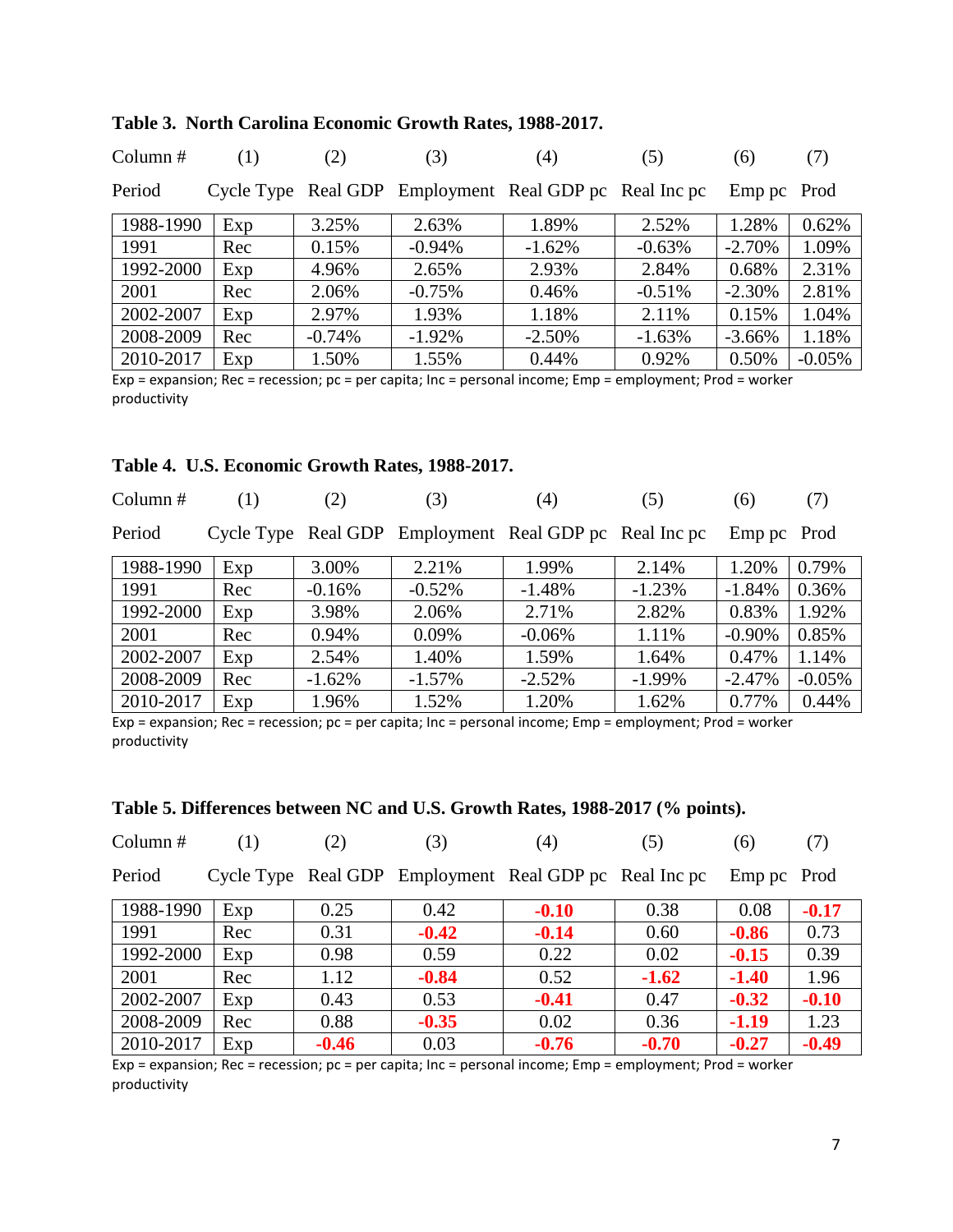**Table 3. North Carolina Economic Growth Rates, 1988-2017.**

| Column # | (1) | (2) | (3) | (4) | (5) | (6) | (7) |
|---|---|---|---|---|---|---|---|
| Period | Cycle Type | Real GDP | Employment | Real GDP pc | Real Inc pc | Emp pc | Prod |
| 1988-1990 | Exp | 3.25% | 2.63% | 1.89% | 2.52% | 1.28% | 0.62% |
| 1991 | Rec | 0.15% | -0.94% | -1.62% | -0.63% | -2.70% | 1.09% |
| 1992-2000 | Exp | 4.96% | 2.65% | 2.93% | 2.84% | 0.68% | 2.31% |
| 2001 | Rec | 2.06% | -0.75% | 0.46% | -0.51% | -2.30% | 2.81% |
| 2002-2007 | Exp | 2.97% | 1.93% | 1.18% | 2.11% | 0.15% | 1.04% |
| 2008-2009 | Rec | -0.74% | -1.92% | -2.50% | -1.63% | -3.66% | 1.18% |
| 2010-2017 | Exp | 1.50% | 1.55% | 0.44% | 0.92% | 0.50% | -0.05% |

Exp = expansion; Rec = recession; pc = per capita; Inc = personal income; Emp = employment; Prod = worker productivity

**Table 4. U.S. Economic Growth Rates, 1988-2017.**

| Column # | (1) | (2) | (3) | (4) | (5) | (6) | (7) |
|---|---|---|---|---|---|---|---|
| Period | Cycle Type | Real GDP | Employment | Real GDP pc | Real Inc pc | Emp pc | Prod |
| 1988-1990 | Exp | 3.00% | 2.21% | 1.99% | 2.14% | 1.20% | 0.79% |
| 1991 | Rec | -0.16% | -0.52% | -1.48% | -1.23% | -1.84% | 0.36% |
| 1992-2000 | Exp | 3.98% | 2.06% | 2.71% | 2.82% | 0.83% | 1.92% |
| 2001 | Rec | 0.94% | 0.09% | -0.06% | 1.11% | -0.90% | 0.85% |
| 2002-2007 | Exp | 2.54% | 1.40% | 1.59% | 1.64% | 0.47% | 1.14% |
| 2008-2009 | Rec | -1.62% | -1.57% | -2.52% | -1.99% | -2.47% | -0.05% |
| 2010-2017 | Exp | 1.96% | 1.52% | 1.20% | 1.62% | 0.77% | 0.44% |

Exp = expansion; Rec = recession; pc = per capita; Inc = personal income; Emp = employment; Prod = worker productivity

**Table 5. Differences between NC and U.S. Growth Rates, 1988-2017 (% points).**

| Column # | (1) | (2) | (3) | (4) | (5) | (6) | (7) |
|---|---|---|---|---|---|---|---|
| Period | Cycle Type | Real GDP | Employment | Real GDP pc | Real Inc pc | Emp pc | Prod |
| 1988-1990 | Exp | 0.25 | 0.42 | **-0.10** | 0.38 | 0.08 | **-0.17** |
| 1991 | Rec | 0.31 | **-0.42** | **-0.14** | 0.60 | **-0.86** | 0.73 |
| 1992-2000 | Exp | 0.98 | 0.59 | 0.22 | 0.02 | **-0.15** | 0.39 |
| 2001 | Rec | 1.12 | **-0.84** | 0.52 | **-1.62** | **-1.40** | 1.96 |
| 2002-2007 | Exp | 0.43 | 0.53 | **-0.41** | 0.47 | **-0.32** | **-0.10** |
| 2008-2009 | Rec | 0.88 | **-0.35** | 0.02 | 0.36 | **-1.19** | 1.23 |
| 2010-2017 | Exp | **-0.46** | 0.03 | **-0.76** | **-0.70** | **-0.27** | **-0.49** |

Exp = expansion; Rec = recession; pc = per capita; Inc = personal income; Emp = employment; Prod = worker productivity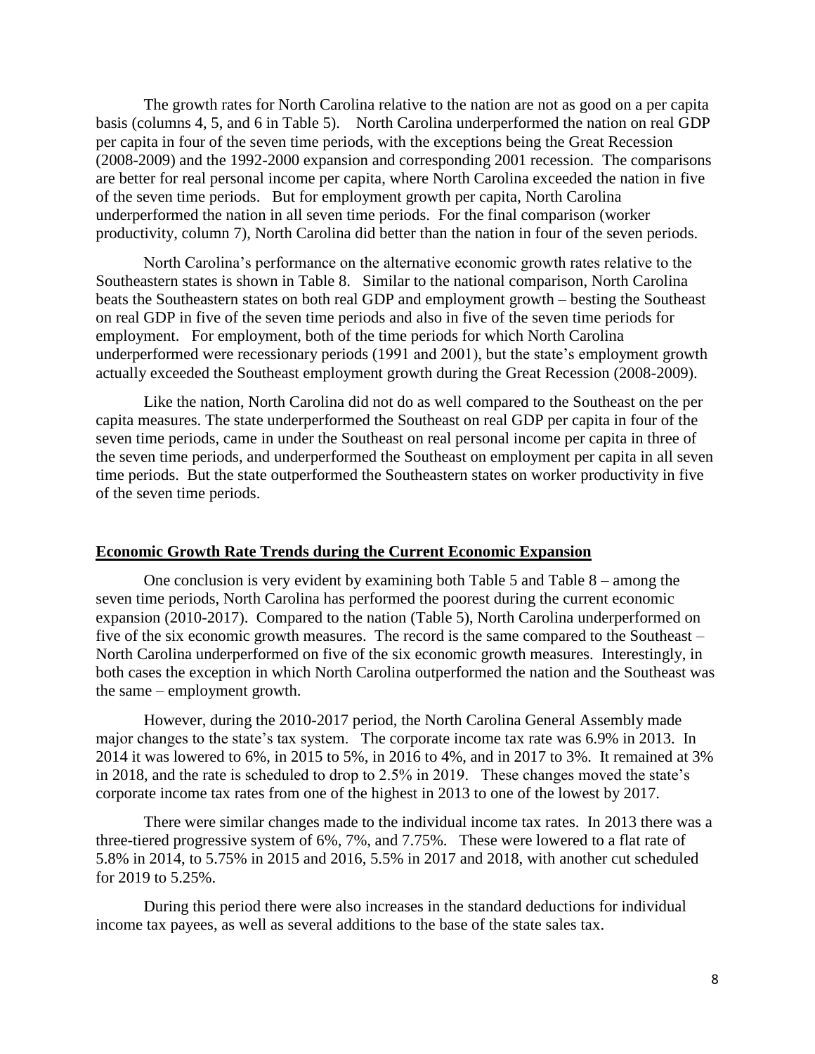The growth rates for North Carolina relative to the nation are not as good on a per capita basis (columns 4, 5, and 6 in Table 5). North Carolina underperformed the nation on real GDP per capita in four of the seven time periods, with the exceptions being the Great Recession (2008-2009) and the 1992-2000 expansion and corresponding 2001 recession. The comparisons are better for real personal income per capita, where North Carolina exceeded the nation in five of the seven time periods. But for employment growth per capita, North Carolina underperformed the nation in all seven time periods. For the final comparison (worker productivity, column 7), North Carolina did better than the nation in four of the seven periods.

North Carolina's performance on the alternative economic growth rates relative to the Southeastern states is shown in Table 8. Similar to the national comparison, North Carolina beats the Southeastern states on both real GDP and employment growth – besting the Southeast on real GDP in five of the seven time periods and also in five of the seven time periods for employment. For employment, both of the time periods for which North Carolina underperformed were recessionary periods (1991 and 2001), but the state's employment growth actually exceeded the Southeast employment growth during the Great Recession (2008-2009).

Like the nation, North Carolina did not do as well compared to the Southeast on the per capita measures. The state underperformed the Southeast on real GDP per capita in four of the seven time periods, came in under the Southeast on real personal income per capita in three of the seven time periods, and underperformed the Southeast on employment per capita in all seven time periods. But the state outperformed the Southeastern states on worker productivity in five of the seven time periods.

## Economic Growth Rate Trends during the Current Economic Expansion

One conclusion is very evident by examining both Table 5 and Table 8 – among the seven time periods, North Carolina has performed the poorest during the current economic expansion (2010-2017). Compared to the nation (Table 5), North Carolina underperformed on five of the six economic growth measures. The record is the same compared to the Southeast – North Carolina underperformed on five of the six economic growth measures. Interestingly, in both cases the exception in which North Carolina outperformed the nation and the Southeast was the same – employment growth.

However, during the 2010-2017 period, the North Carolina General Assembly made major changes to the state's tax system. The corporate income tax rate was 6.9% in 2013. In 2014 it was lowered to 6%, in 2015 to 5%, in 2016 to 4%, and in 2017 to 3%. It remained at 3% in 2018, and the rate is scheduled to drop to 2.5% in 2019. These changes moved the state's corporate income tax rates from one of the highest in 2013 to one of the lowest by 2017.

There were similar changes made to the individual income tax rates. In 2013 there was a three-tiered progressive system of 6%, 7%, and 7.75%. These were lowered to a flat rate of 5.8% in 2014, to 5.75% in 2015 and 2016, 5.5% in 2017 and 2018, with another cut scheduled for 2019 to 5.25%.

During this period there were also increases in the standard deductions for individual income tax payees, as well as several additions to the base of the state sales tax.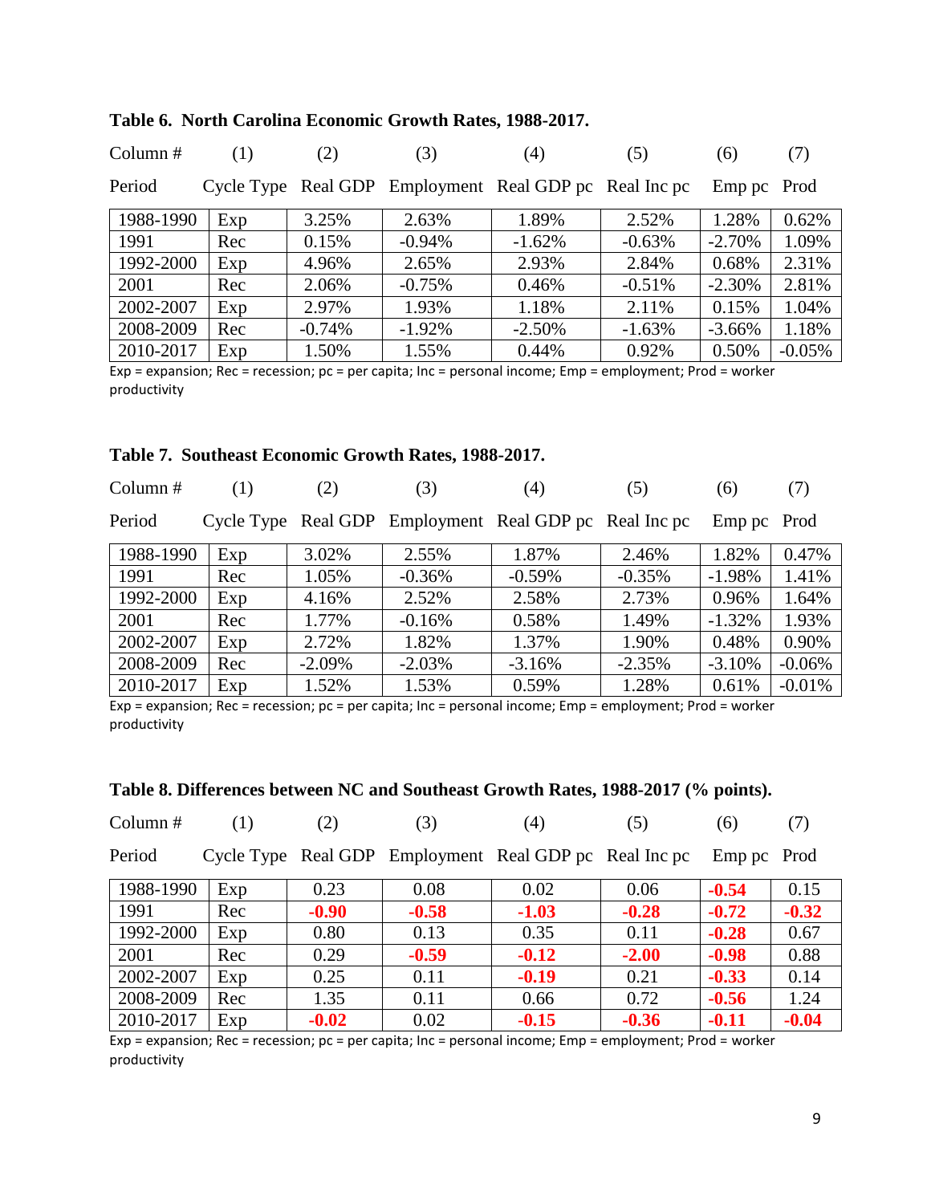**Table 6. North Carolina Economic Growth Rates, 1988-2017.**

| Column # | (1) | (2) | (3) | (4) | (5) | (6) | (7) |
|---|---|---|---|---|---|---|---|
| Period | Cycle Type | Real GDP | Employment | Real GDP pc | Real Inc pc | Emp pc | Prod |
| 1988-1990 | Exp | 3.25% | 2.63% | 1.89% | 2.52% | 1.28% | 0.62% |
| 1991 | Rec | 0.15% | -0.94% | -1.62% | -0.63% | -2.70% | 1.09% |
| 1992-2000 | Exp | 4.96% | 2.65% | 2.93% | 2.84% | 0.68% | 2.31% |
| 2001 | Rec | 2.06% | -0.75% | 0.46% | -0.51% | -2.30% | 2.81% |
| 2002-2007 | Exp | 2.97% | 1.93% | 1.18% | 2.11% | 0.15% | 1.04% |
| 2008-2009 | Rec | -0.74% | -1.92% | -2.50% | -1.63% | -3.66% | 1.18% |
| 2010-2017 | Exp | 1.50% | 1.55% | 0.44% | 0.92% | 0.50% | -0.05% |

Exp = expansion; Rec = recession; pc = per capita; Inc = personal income; Emp = employment; Prod = worker productivity

**Table 7. Southeast Economic Growth Rates, 1988-2017.**

| Column # | (1) | (2) | (3) | (4) | (5) | (6) | (7) |
|---|---|---|---|---|---|---|---|
| Period | Cycle Type | Real GDP | Employment | Real GDP pc | Real Inc pc | Emp pc | Prod |
| 1988-1990 | Exp | 3.02% | 2.55% | 1.87% | 2.46% | 1.82% | 0.47% |
| 1991 | Rec | 1.05% | -0.36% | -0.59% | -0.35% | -1.98% | 1.41% |
| 1992-2000 | Exp | 4.16% | 2.52% | 2.58% | 2.73% | 0.96% | 1.64% |
| 2001 | Rec | 1.77% | -0.16% | 0.58% | 1.49% | -1.32% | 1.93% |
| 2002-2007 | Exp | 2.72% | 1.82% | 1.37% | 1.90% | 0.48% | 0.90% |
| 2008-2009 | Rec | -2.09% | -2.03% | -3.16% | -2.35% | -3.10% | -0.06% |
| 2010-2017 | Exp | 1.52% | 1.53% | 0.59% | 1.28% | 0.61% | -0.01% |

Exp = expansion; Rec = recession; pc = per capita; Inc = personal income; Emp = employment; Prod = worker productivity

**Table 8. Differences between NC and Southeast Growth Rates, 1988-2017 (% points).**

| Column # | (1) | (2) | (3) | (4) | (5) | (6) | (7) |
|---|---|---|---|---|---|---|---|
| Period | Cycle Type | Real GDP | Employment | Real GDP pc | Real Inc pc | Emp pc | Prod |
| 1988-1990 | Exp | 0.23 | 0.08 | 0.02 | 0.06 | **-0.54** | 0.15 |
| 1991 | Rec | **-0.90** | **-0.58** | **-1.03** | **-0.28** | **-0.72** | **-0.32** |
| 1992-2000 | Exp | 0.80 | 0.13 | 0.35 | 0.11 | **-0.28** | 0.67 |
| 2001 | Rec | 0.29 | **-0.59** | **-0.12** | **-2.00** | **-0.98** | 0.88 |
| 2002-2007 | Exp | 0.25 | 0.11 | **-0.19** | 0.21 | **-0.33** | 0.14 |
| 2008-2009 | Rec | 1.35 | 0.11 | 0.66 | 0.72 | **-0.56** | 1.24 |
| 2010-2017 | Exp | **-0.02** | 0.02 | **-0.15** | **-0.36** | **-0.11** | **-0.04** |

Exp = expansion; Rec = recession; pc = per capita; Inc = personal income; Emp = employment; Prod = worker productivity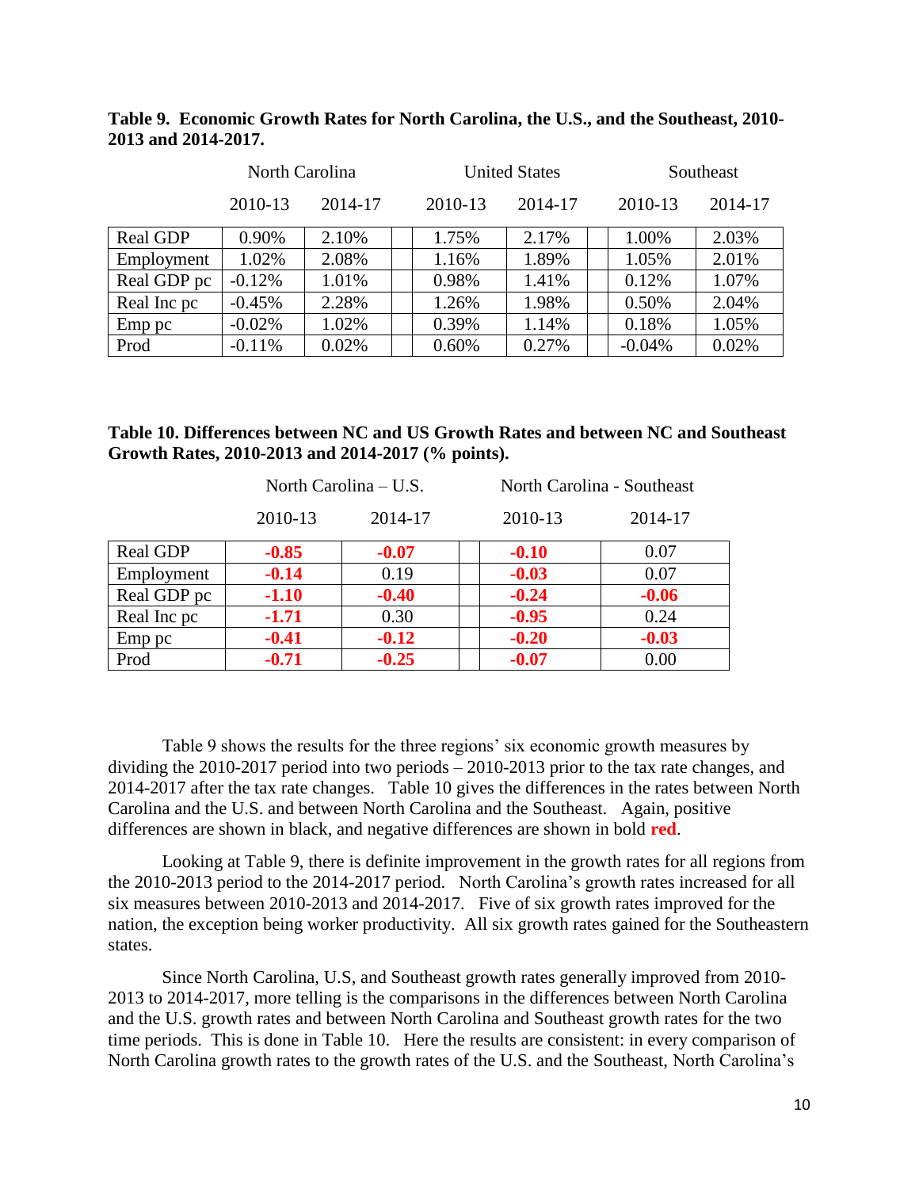**Table 9. Economic Growth Rates for North Carolina, the U.S., and the Southeast, 2010-2013 and 2014-2017.**

| | North Carolina | | United States | | Southeast | |
|---|---|---|---|---|---|---|
| | 2010-13 | 2014-17 | 2010-13 | 2014-17 | 2010-13 | 2014-17 |
| Real GDP | 0.90% | 2.10% | 1.75% | 2.17% | 1.00% | 2.03% |
| Employment | 1.02% | 2.08% | 1.16% | 1.89% | 1.05% | 2.01% |
| Real GDP pc | -0.12% | 1.01% | 0.98% | 1.41% | 0.12% | 1.07% |
| Real Inc pc | -0.45% | 2.28% | 1.26% | 1.98% | 0.50% | 2.04% |
| Emp pc | -0.02% | 1.02% | 0.39% | 1.14% | 0.18% | 1.05% |
| Prod | -0.11% | 0.02% | 0.60% | 0.27% | -0.04% | 0.02% |

**Table 10. Differences between NC and US Growth Rates and between NC and Southeast Growth Rates, 2010-2013 and 2014-2017 (% points).**

| | North Carolina – U.S. | | North Carolina - Southeast | |
|---|---|---|---|---|
| | 2010-13 | 2014-17 | 2010-13 | 2014-17 |
| Real GDP | **-0.85** | **-0.07** | **-0.10** | 0.07 |
| Employment | **-0.14** | 0.19 | **-0.03** | 0.07 |
| Real GDP pc | **-1.10** | **-0.40** | **-0.24** | **-0.06** |
| Real Inc pc | **-1.71** | 0.30 | **-0.95** | 0.24 |
| Emp pc | **-0.41** | **-0.12** | **-0.20** | **-0.03** |
| Prod | **-0.71** | **-0.25** | **-0.07** | 0.00 |

Table 9 shows the results for the three regions' six economic growth measures by dividing the 2010-2017 period into two periods – 2010-2013 prior to the tax rate changes, and 2014-2017 after the tax rate changes. Table 10 gives the differences in the rates between North Carolina and the U.S. and between North Carolina and the Southeast. Again, positive differences are shown in black, and negative differences are shown in bold **red**.

Looking at Table 9, there is definite improvement in the growth rates for all regions from the 2010-2013 period to the 2014-2017 period. North Carolina's growth rates increased for all six measures between 2010-2013 and 2014-2017. Five of six growth rates improved for the nation, the exception being worker productivity. All six growth rates gained for the Southeastern states.

Since North Carolina, U.S, and Southeast growth rates generally improved from 2010-2013 to 2014-2017, more telling is the comparisons in the differences between North Carolina and the U.S. growth rates and between North Carolina and Southeast growth rates for the two time periods. This is done in Table 10. Here the results are consistent: in every comparison of North Carolina growth rates to the growth rates of the U.S. and the Southeast, North Carolina's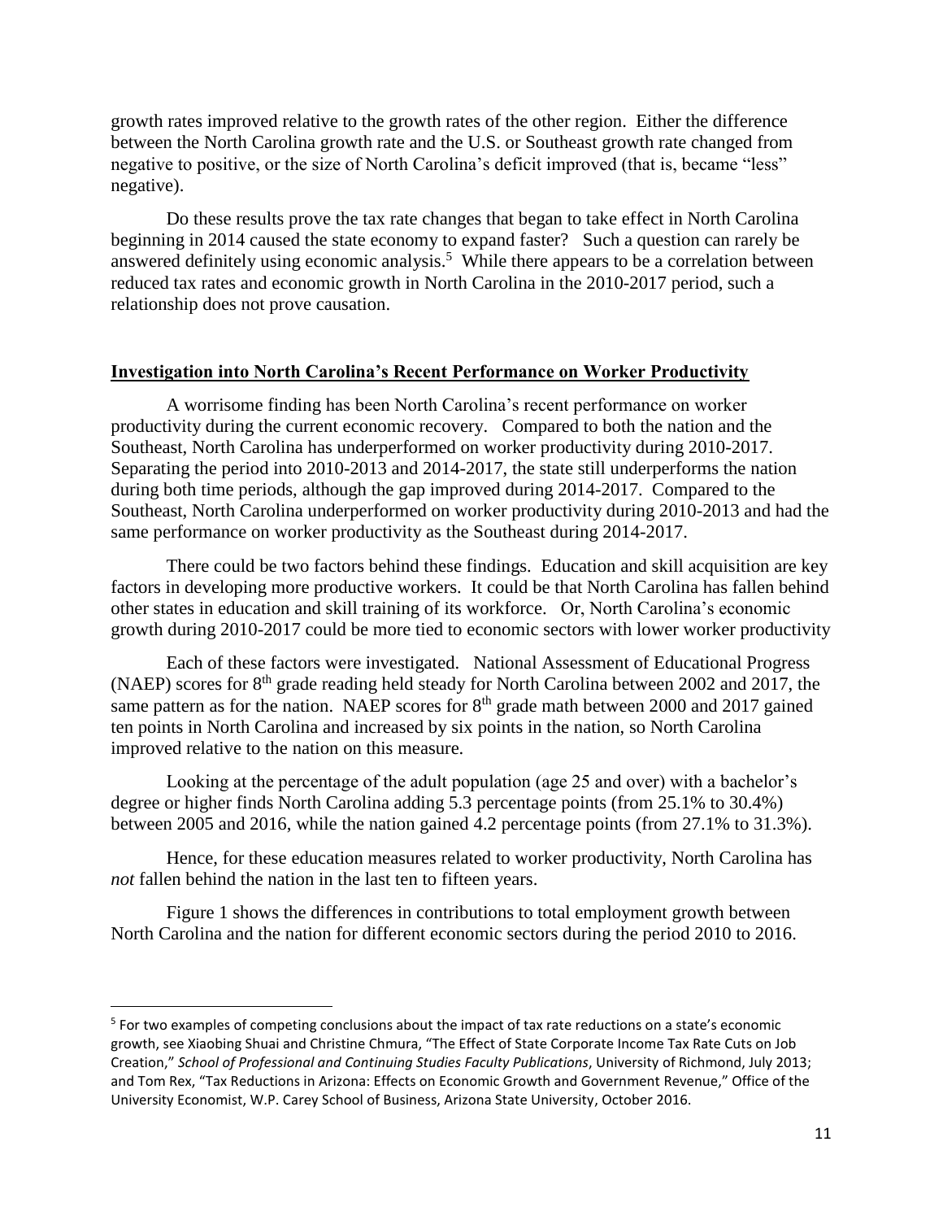growth rates improved relative to the growth rates of the other region. Either the difference between the North Carolina growth rate and the U.S. or Southeast growth rate changed from negative to positive, or the size of North Carolina's deficit improved (that is, became "less" negative).

Do these results prove the tax rate changes that began to take effect in North Carolina beginning in 2014 caused the state economy to expand faster? Such a question can rarely be answered definitely using economic analysis.[5] While there appears to be a correlation between reduced tax rates and economic growth in North Carolina in the 2010-2017 period, such a relationship does not prove causation.

## Investigation into North Carolina's Recent Performance on Worker Productivity

A worrisome finding has been North Carolina's recent performance on worker productivity during the current economic recovery. Compared to both the nation and the Southeast, North Carolina has underperformed on worker productivity during 2010-2017. Separating the period into 2010-2013 and 2014-2017, the state still underperforms the nation during both time periods, although the gap improved during 2014-2017. Compared to the Southeast, North Carolina underperformed on worker productivity during 2010-2013 and had the same performance on worker productivity as the Southeast during 2014-2017.

There could be two factors behind these findings. Education and skill acquisition are key factors in developing more productive workers. It could be that North Carolina has fallen behind other states in education and skill training of its workforce. Or, North Carolina's economic growth during 2010-2017 could be more tied to economic sectors with lower worker productivity

Each of these factors were investigated. National Assessment of Educational Progress (NAEP) scores for 8th grade reading held steady for North Carolina between 2002 and 2017, the same pattern as for the nation. NAEP scores for 8th grade math between 2000 and 2017 gained ten points in North Carolina and increased by six points in the nation, so North Carolina improved relative to the nation on this measure.

Looking at the percentage of the adult population (age 25 and over) with a bachelor's degree or higher finds North Carolina adding 5.3 percentage points (from 25.1% to 30.4%) between 2005 and 2016, while the nation gained 4.2 percentage points (from 27.1% to 31.3%).

Hence, for these education measures related to worker productivity, North Carolina has *not* fallen behind the nation in the last ten to fifteen years.

Figure 1 shows the differences in contributions to total employment growth between North Carolina and the nation for different economic sectors during the period 2010 to 2016.

---

[5] For two examples of competing conclusions about the impact of tax rate reductions on a state's economic growth, see Xiaobing Shuai and Christine Chmura, "The Effect of State Corporate Income Tax Rate Cuts on Job Creation," *School of Professional and Continuing Studies Faculty Publications*, University of Richmond, July 2013; and Tom Rex, "Tax Reductions in Arizona: Effects on Economic Growth and Government Revenue," Office of the University Economist, W.P. Carey School of Business, Arizona State University, October 2016.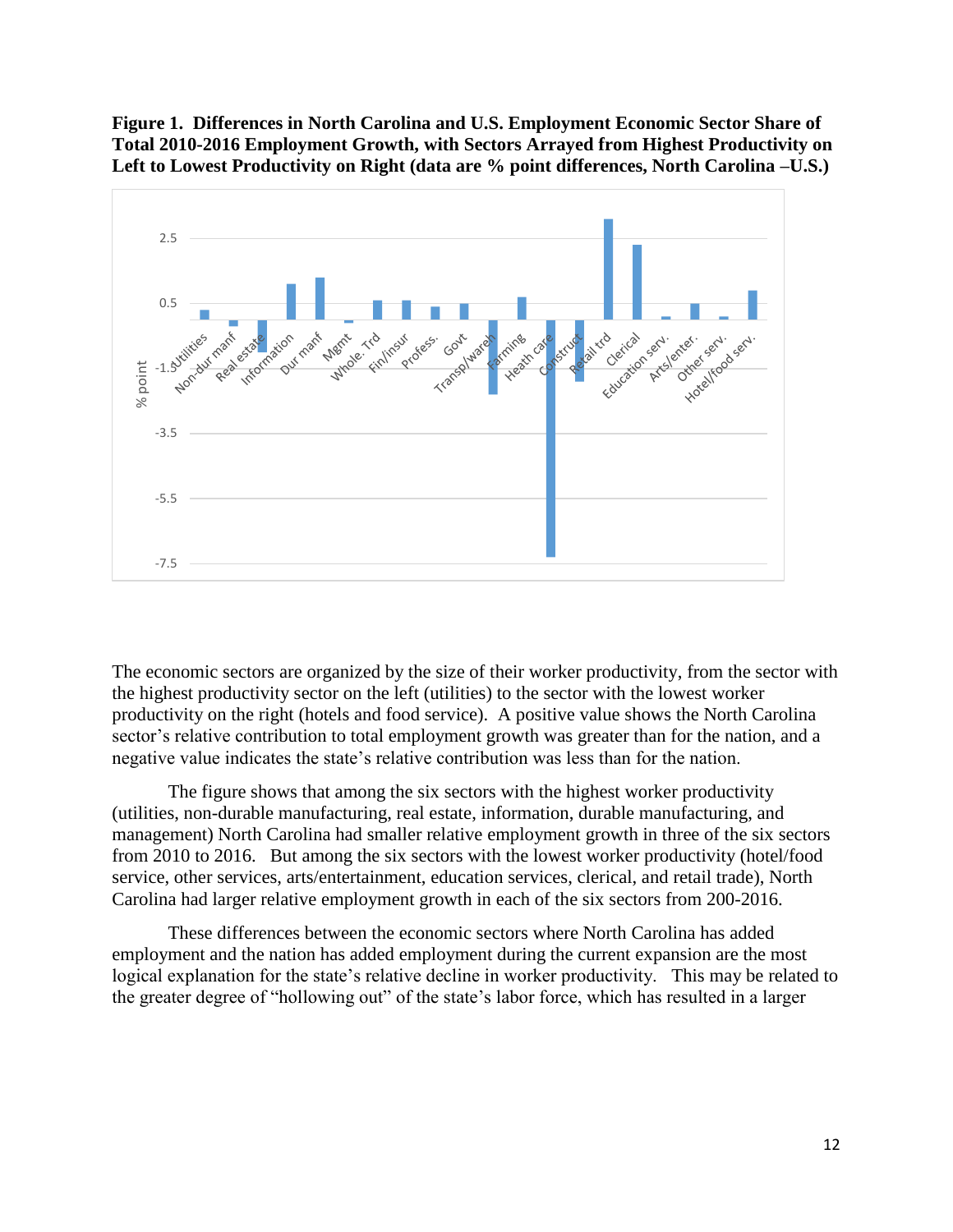**Figure 1. Differences in North Carolina and U.S. Employment Economic Sector Share of Total 2010-2016 Employment Growth, with Sectors Arrayed from Highest Productivity on Left to Lowest Productivity on Right (data are % point differences, North Carolina –U.S.)**

The economic sectors are organized by the size of their worker productivity, from the sector with the highest productivity sector on the left (utilities) to the sector with the lowest worker productivity on the right (hotels and food service). A positive value shows the North Carolina sector's relative contribution to total employment growth was greater than for the nation, and a negative value indicates the state's relative contribution was less than for the nation.

The figure shows that among the six sectors with the highest worker productivity (utilities, non-durable manufacturing, real estate, information, durable manufacturing, and management) North Carolina had smaller relative employment growth in three of the six sectors from 2010 to 2016. But among the six sectors with the lowest worker productivity (hotel/food service, other services, arts/entertainment, education services, clerical, and retail trade), North Carolina had larger relative employment growth in each of the six sectors from 200-2016.

These differences between the economic sectors where North Carolina has added employment and the nation has added employment during the current expansion are the most logical explanation for the state's relative decline in worker productivity. This may be related to the greater degree of "hollowing out" of the state's labor force, which has resulted in a larger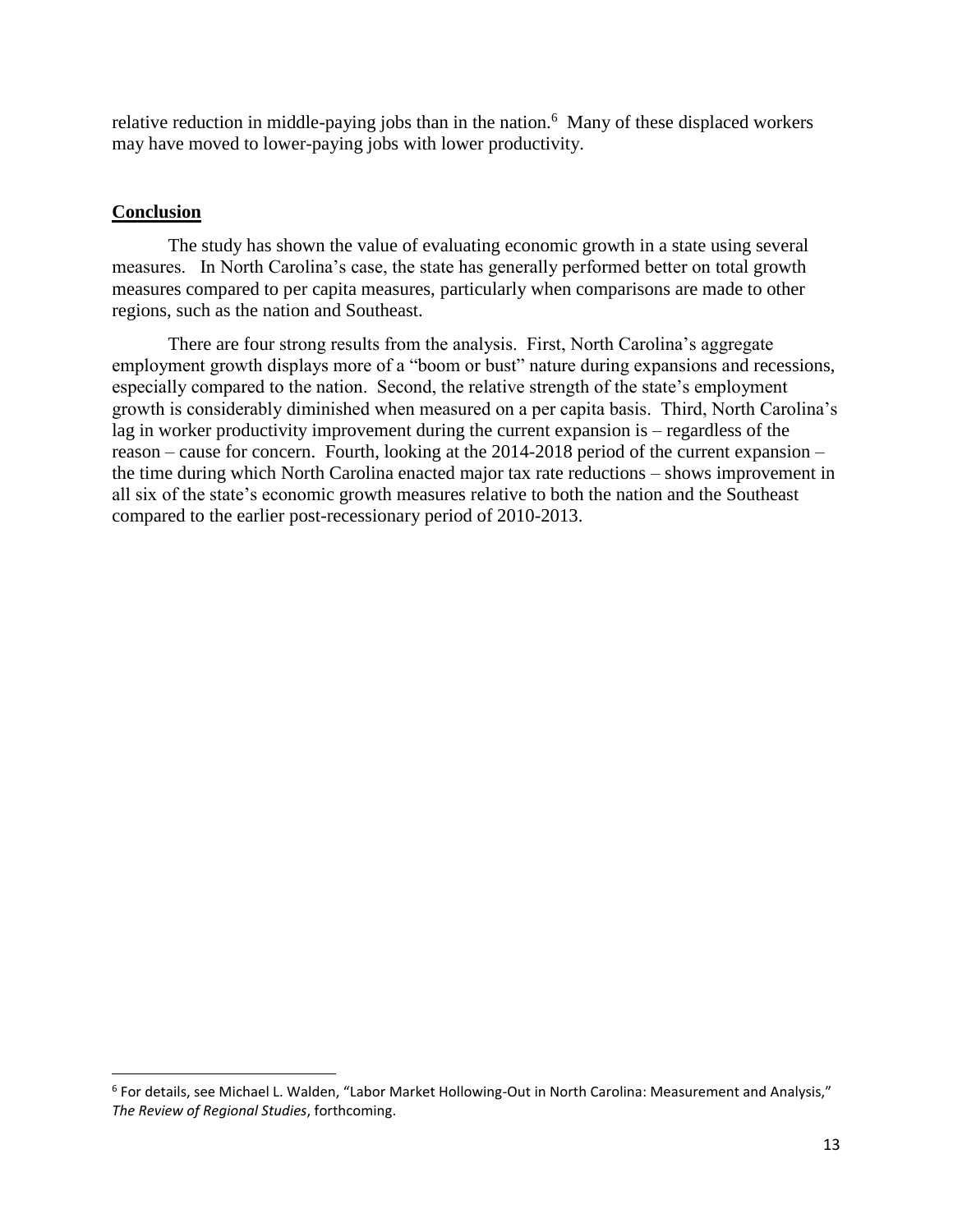relative reduction in middle-paying jobs than in the nation.[6] Many of these displaced workers may have moved to lower-paying jobs with lower productivity.

## Conclusion

The study has shown the value of evaluating economic growth in a state using several measures. In North Carolina's case, the state has generally performed better on total growth measures compared to per capita measures, particularly when comparisons are made to other regions, such as the nation and Southeast.

There are four strong results from the analysis. First, North Carolina's aggregate employment growth displays more of a "boom or bust" nature during expansions and recessions, especially compared to the nation. Second, the relative strength of the state's employment growth is considerably diminished when measured on a per capita basis. Third, North Carolina's lag in worker productivity improvement during the current expansion is – regardless of the reason – cause for concern. Fourth, looking at the 2014-2018 period of the current expansion – the time during which North Carolina enacted major tax rate reductions – shows improvement in all six of the state's economic growth measures relative to both the nation and the Southeast compared to the earlier post-recessionary period of 2010-2013.

---

[6] For details, see Michael L. Walden, "Labor Market Hollowing-Out in North Carolina: Measurement and Analysis," *The Review of Regional Studies*, forthcoming.